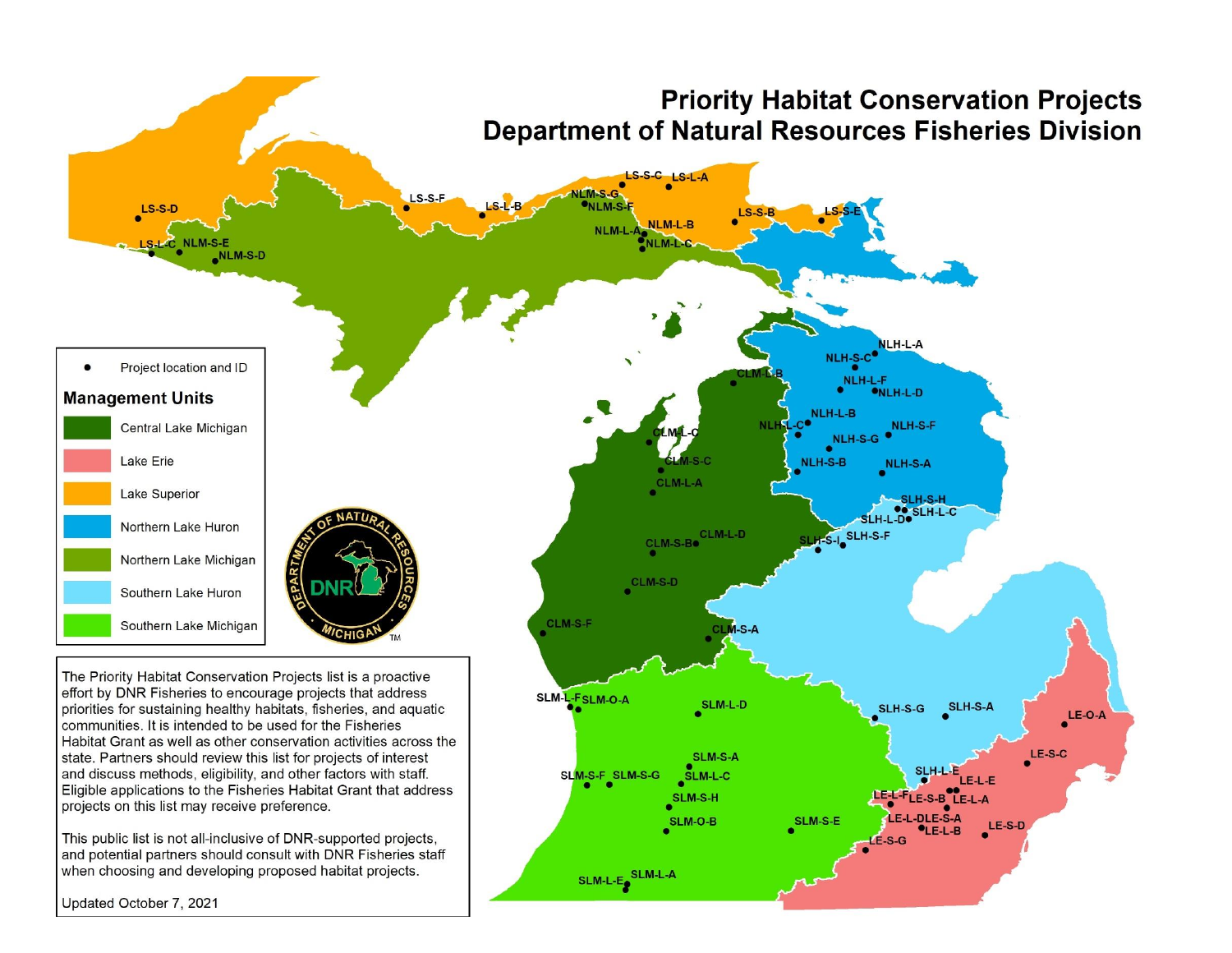# Priority Habitat Conservation Projects
# Department of Natural Resources Fisheries Division

● Project location and ID

**Management Units**

- Central Lake Michigan
- Lake Erie
- Lake Superior
- Northern Lake Huron
- Northern Lake Michigan
- Southern Lake Huron
- Southern Lake Michigan

The Priority Habitat Conservation Projects list is a proactive effort by DNR Fisheries to encourage projects that address priorities for sustaining healthy habitats, fisheries, and aquatic communities. It is intended to be used for the Fisheries Habitat Grant as well as other conservation activities across the state. Partners should review this list for projects of interest and discuss methods, eligibility, and other factors with staff. Eligible applications to the Fisheries Habitat Grant that address projects on this list may receive preference.

This public list is not all-inclusive of DNR-supported projects, and potential partners should consult with DNR Fisheries staff when choosing and developing proposed habitat projects.

Updated October 7, 2021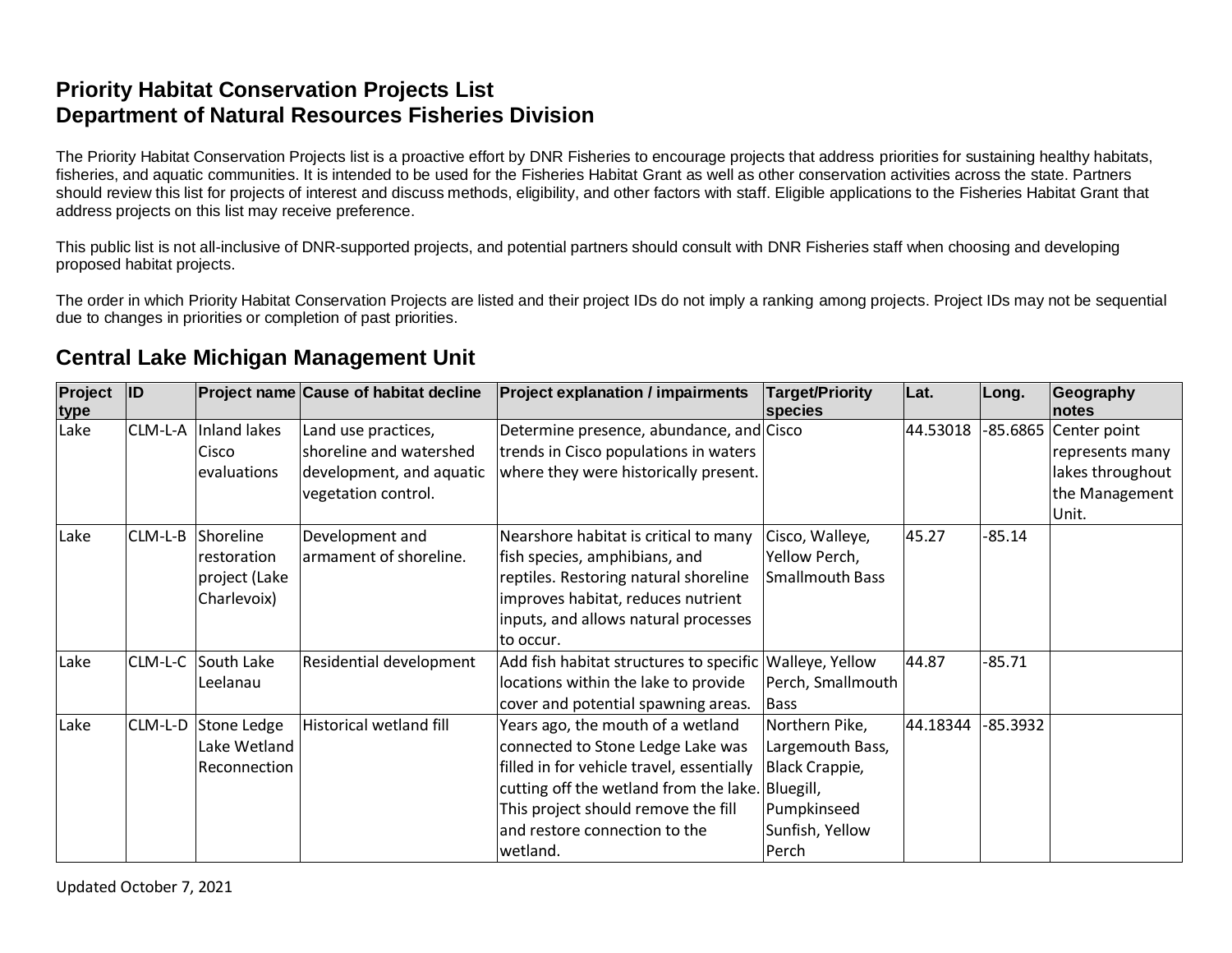# Priority Habitat Conservation Projects List
# Department of Natural Resources Fisheries Division

The Priority Habitat Conservation Projects list is a proactive effort by DNR Fisheries to encourage projects that address priorities for sustaining healthy habitats, fisheries, and aquatic communities. It is intended to be used for the Fisheries Habitat Grant as well as other conservation activities across the state. Partners should review this list for projects of interest and discuss methods, eligibility, and other factors with staff. Eligible applications to the Fisheries Habitat Grant that address projects on this list may receive preference.

This public list is not all-inclusive of DNR-supported projects, and potential partners should consult with DNR Fisheries staff when choosing and developing proposed habitat projects.

The order in which Priority Habitat Conservation Projects are listed and their project IDs do not imply a ranking among projects. Project IDs may not be sequential due to changes in priorities or completion of past priorities.

## Central Lake Michigan Management Unit

| Project type | ID | Project name | Cause of habitat decline | Project explanation / impairments | Target/Priority species | Lat. | Long. | Geography notes |
|---|---|---|---|---|---|---|---|---|
| Lake | CLM-L-A | Inland lakes Cisco evaluations | Land use practices, shoreline and watershed development, and aquatic vegetation control. | Determine presence, abundance, and trends in Cisco populations in waters where they were historically present. | Cisco | 44.53018 | -85.6865 | Center point represents many lakes throughout the Management Unit. |
| Lake | CLM-L-B | Shoreline restoration project (Lake Charlevoix) | Development and armament of shoreline. | Nearshore habitat is critical to many fish species, amphibians, and reptiles. Restoring natural shoreline improves habitat, reduces nutrient inputs, and allows natural processes to occur. | Cisco, Walleye, Yellow Perch, Smallmouth Bass | 45.27 | -85.14 | |
| Lake | CLM-L-C | South Lake Leelanau | Residential development | Add fish habitat structures to specific locations within the lake to provide cover and potential spawning areas. | Walleye, Yellow Perch, Smallmouth Bass | 44.87 | -85.71 | |
| Lake | CLM-L-D | Stone Ledge Lake Wetland Reconnection | Historical wetland fill | Years ago, the mouth of a wetland connected to Stone Ledge Lake was filled in for vehicle travel, essentially cutting off the wetland from the lake. This project should remove the fill and restore connection to the wetland. | Northern Pike, Largemouth Bass, Black Crappie, Bluegill, Pumpkinseed Sunfish, Yellow Perch | 44.18344 | -85.3932 | |

Updated October 7, 2021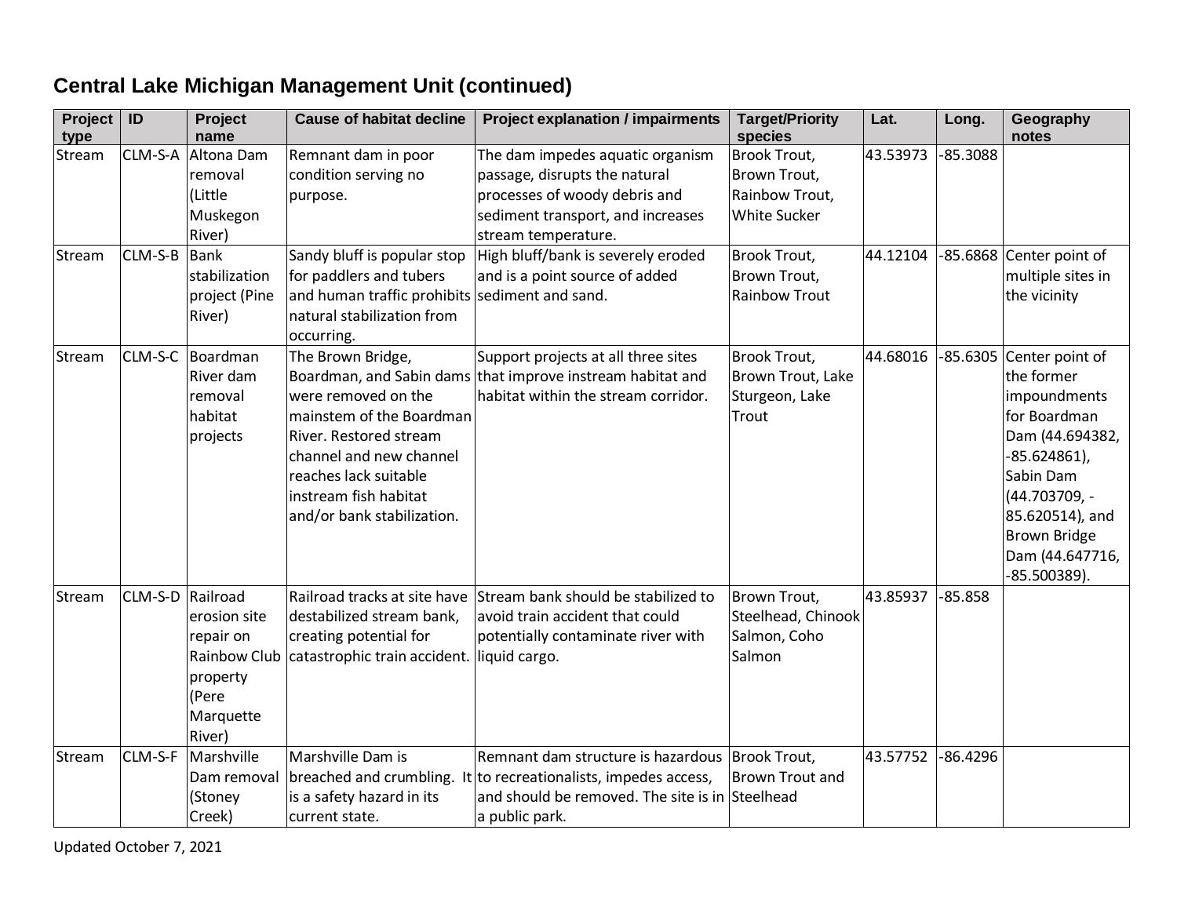## Central Lake Michigan Management Unit (continued)

| Project type | ID | Project name | Cause of habitat decline | Project explanation / impairments | Target/Priority species | Lat. | Long. | Geography notes |
|---|---|---|---|---|---|---|---|---|
| Stream | CLM-S-A | Altona Dam removal (Little Muskegon River) | Remnant dam in poor condition serving no purpose. | The dam impedes aquatic organism passage, disrupts the natural processes of woody debris and sediment transport, and increases stream temperature. | Brook Trout, Brown Trout, Rainbow Trout, White Sucker | 43.53973 | -85.3088 | |
| Stream | CLM-S-B | Bank stabilization project (Pine River) | Sandy bluff is popular stop for paddlers and tubers and human traffic prohibits natural stabilization from occurring. | High bluff/bank is severely eroded and is a point source of added sediment and sand. | Brook Trout, Brown Trout, Rainbow Trout | 44.12104 | -85.6868 | Center point of multiple sites in the vicinity |
| Stream | CLM-S-C | Boardman River dam removal habitat projects | The Brown Bridge, Boardman, and Sabin dams were removed on the mainstem of the Boardman River. Restored stream channel and new channel reaches lack suitable instream fish habitat and/or bank stabilization. | Support projects at all three sites that improve instream habitat and habitat within the stream corridor. | Brook Trout, Brown Trout, Lake Sturgeon, Lake Trout | 44.68016 | -85.6305 | Center point of the former impoundments for Boardman Dam (44.694382, -85.624861), Sabin Dam (44.703709, -85.620514), and Brown Bridge Dam (44.647716, -85.500389). |
| Stream | CLM-S-D | Railroad erosion site repair on Rainbow Club property (Pere Marquette River) | Railroad tracks at site have destabilized stream bank, creating potential for catastrophic train accident. | Stream bank should be stabilized to avoid train accident that could potentially contaminate river with liquid cargo. | Brown Trout, Steelhead, Chinook Salmon, Coho Salmon | 43.85937 | -85.858 | |
| Stream | CLM-S-F | Marshville Dam removal (Stoney Creek) | Marshville Dam is breached and crumbling. It is a safety hazard in its current state. | Remnant dam structure is hazardous to recreationalists, impedes access, and should be removed. The site is in a public park. | Brook Trout, Brown Trout and Steelhead | 43.57752 | -86.4296 | |

Updated October 7, 2021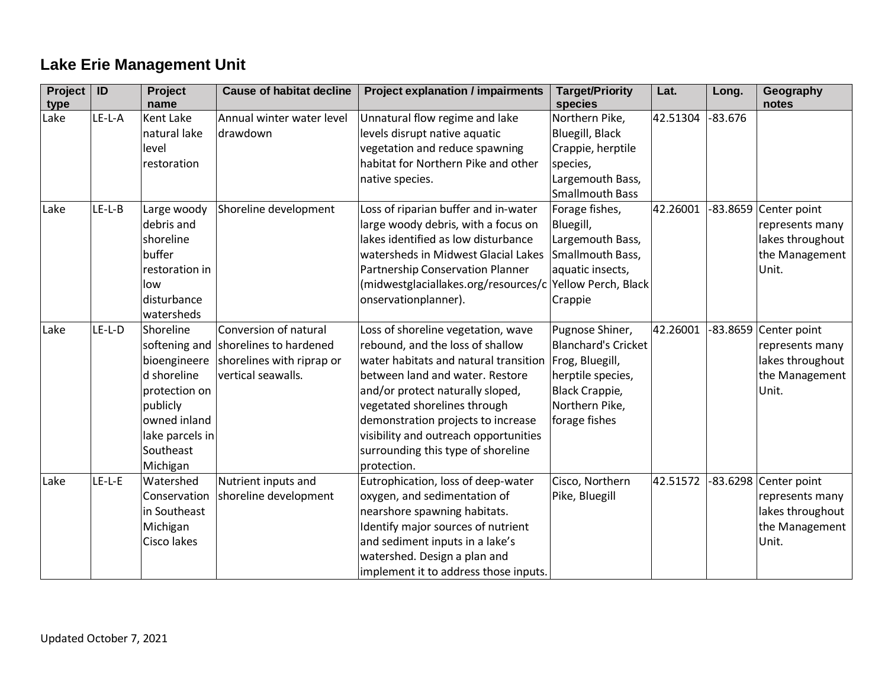## Lake Erie Management Unit

| Project type | ID | Project name | Cause of habitat decline | Project explanation / impairments | Target/Priority species | Lat. | Long. | Geography notes |
|---|---|---|---|---|---|---|---|---|
| Lake | LE-L-A | Kent Lake natural lake level restoration | Annual winter water level drawdown | Unnatural flow regime and lake levels disrupt native aquatic vegetation and reduce spawning habitat for Northern Pike and other native species. | Northern Pike, Bluegill, Black Crappie, herptile species, Largemouth Bass, Smallmouth Bass | 42.51304 | -83.676 | |
| Lake | LE-L-B | Large woody debris and shoreline buffer restoration in low disturbance watersheds | Shoreline development | Loss of riparian buffer and in-water large woody debris, with a focus on lakes identified as low disturbance watersheds in Midwest Glacial Lakes Partnership Conservation Planner (midwestglaciallakes.org/resources/conservationplanner). | Forage fishes, Bluegill, Largemouth Bass, Smallmouth Bass, aquatic insects, Yellow Perch, Black Crappie | 42.26001 | -83.8659 | Center point represents many lakes throughout the Management Unit. |
| Lake | LE-L-D | Shoreline softening and bioengineered shoreline protection on publicly owned inland lake parcels in Southeast Michigan | Conversion of natural shorelines to hardened shorelines with riprap or vertical seawalls. | Loss of shoreline vegetation, wave rebound, and the loss of shallow water habitats and natural transition between land and water. Restore and/or protect naturally sloped, vegetated shorelines through demonstration projects to increase visibility and outreach opportunities surrounding this type of shoreline protection. | Pugnose Shiner, Blanchard's Cricket Frog, Bluegill, herptile species, Black Crappie, Northern Pike, forage fishes | 42.26001 | -83.8659 | Center point represents many lakes throughout the Management Unit. |
| Lake | LE-L-E | Watershed Conservation in Southeast Michigan Cisco lakes | Nutrient inputs and shoreline development | Eutrophication, loss of deep-water oxygen, and sedimentation of nearshore spawning habitats. Identify major sources of nutrient and sediment inputs in a lake's watershed. Design a plan and implement it to address those inputs. | Cisco, Northern Pike, Bluegill | 42.51572 | -83.6298 | Center point represents many lakes throughout the Management Unit. |

Updated October 7, 2021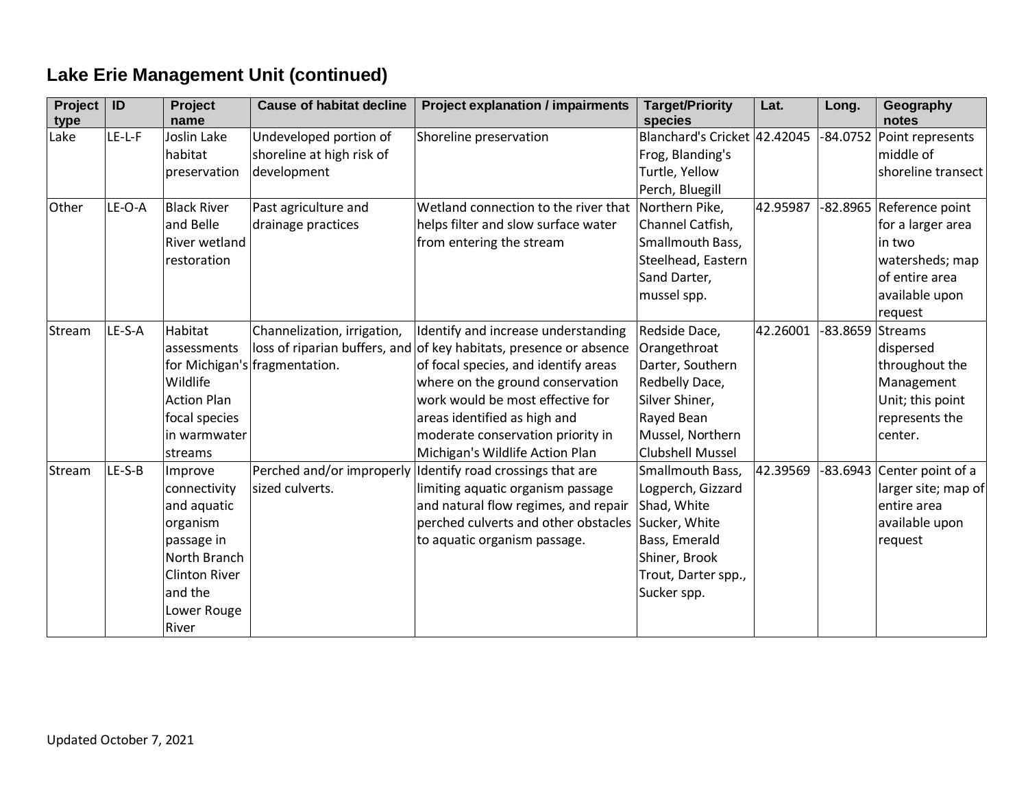## Lake Erie Management Unit (continued)

| Project type | ID | Project name | Cause of habitat decline | Project explanation / impairments | Target/Priority species | Lat. | Long. | Geography notes |
|---|---|---|---|---|---|---|---|---|
| Lake | LE-L-F | Joslin Lake habitat preservation | Undeveloped portion of shoreline at high risk of development | Shoreline preservation | Blanchard's Cricket Frog, Blanding's Turtle, Yellow Perch, Bluegill | 42.42045 | -84.0752 | Point represents middle of shoreline transect |
| Other | LE-O-A | Black River and Belle River wetland restoration | Past agriculture and drainage practices | Wetland connection to the river that helps filter and slow surface water from entering the stream | Northern Pike, Channel Catfish, Smallmouth Bass, Steelhead, Eastern Sand Darter, mussel spp. | 42.95987 | -82.8965 | Reference point for a larger area in two watersheds; map of entire area available upon request |
| Stream | LE-S-A | Habitat assessments for Michigan's Wildlife Action Plan focal species in warmwater streams | Channelization, irrigation, loss of riparian buffers, and fragmentation. | Identify and increase understanding of key habitats, presence or absence of focal species, and identify areas where on the ground conservation work would be most effective for areas identified as high and moderate conservation priority in Michigan's Wildlife Action Plan | Redside Dace, Orangethroat Darter, Southern Redbelly Dace, Silver Shiner, Rayed Bean Mussel, Northern Clubshell Mussel | 42.26001 | -83.8659 | Streams dispersed throughout the Management Unit; this point represents the center. |
| Stream | LE-S-B | Improve connectivity and aquatic organism passage in North Branch Clinton River and the Lower Rouge River | Perched and/or improperly sized culverts. | Identify road crossings that are limiting aquatic organism passage and natural flow regimes, and repair perched culverts and other obstacles to aquatic organism passage. | Smallmouth Bass, Logperch, Gizzard Shad, White Sucker, White Bass, Emerald Shiner, Brook Trout, Darter spp., Sucker spp. | 42.39569 | -83.6943 | Center point of a larger site; map of entire area available upon request |

Updated October 7, 2021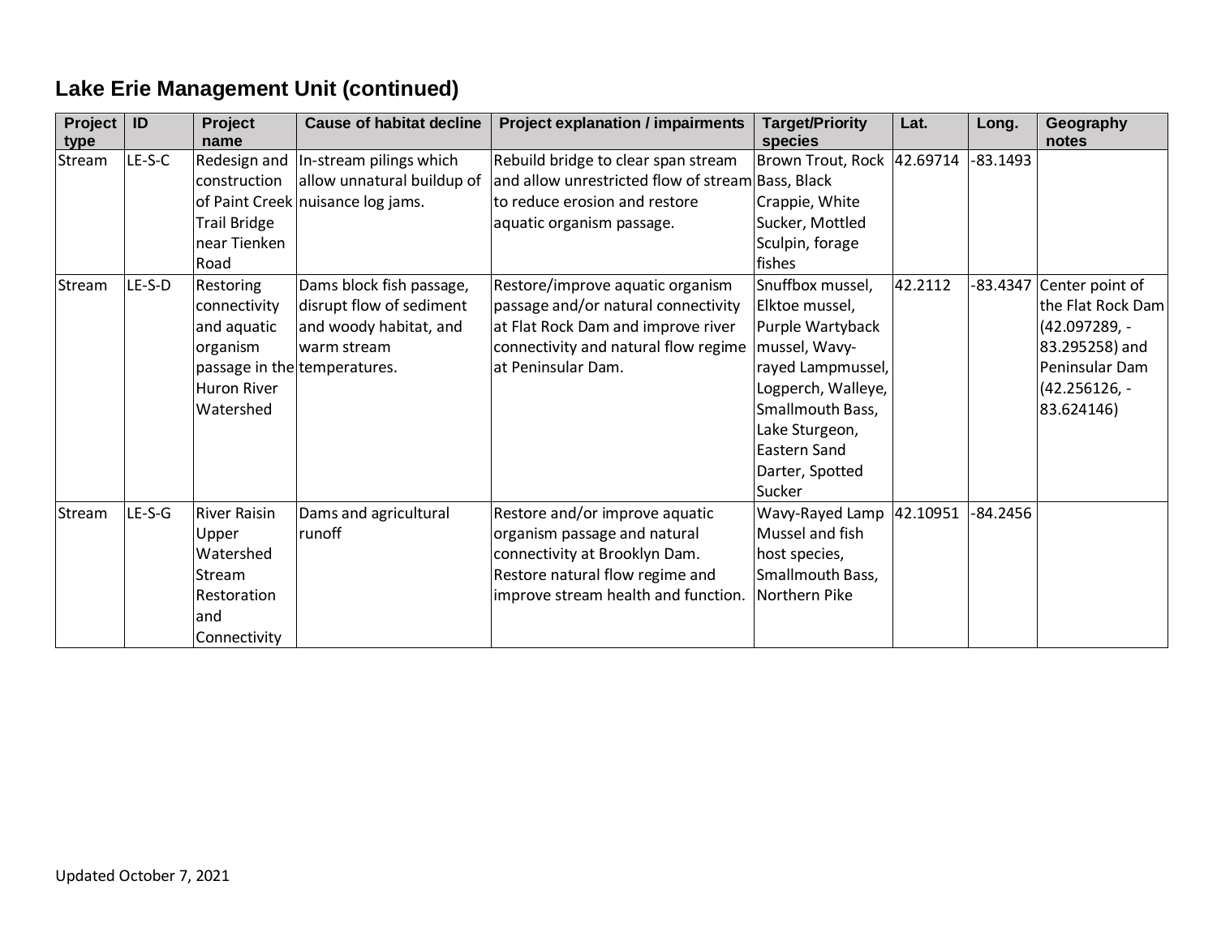## Lake Erie Management Unit (continued)

| Project type | ID | Project name | Cause of habitat decline | Project explanation / impairments | Target/Priority species | Lat. | Long. | Geography notes |
|---|---|---|---|---|---|---|---|---|
| Stream | LE-S-C | Redesign and construction of Paint Creek Trail Bridge near Tienken Road | In-stream pilings which allow unnatural buildup of nuisance log jams. | Rebuild bridge to clear span stream and allow unrestricted flow of stream to reduce erosion and restore aquatic organism passage. | Brown Trout, Rock Bass, Black Crappie, White Sucker, Mottled Sculpin, forage fishes | 42.69714 | -83.1493 | |
| Stream | LE-S-D | Restoring connectivity and aquatic organism passage in the Huron River Watershed | Dams block fish passage, disrupt flow of sediment and woody habitat, and warm stream temperatures. | Restore/improve aquatic organism passage and/or natural connectivity at Flat Rock Dam and improve river connectivity and natural flow regime at Peninsular Dam. | Snuffbox mussel, Elktoe mussel, Purple Wartyback mussel, Wavy-rayed Lampmussel, Logperch, Walleye, Smallmouth Bass, Lake Sturgeon, Eastern Sand Darter, Spotted Sucker | 42.2112 | -83.4347 | Center point of the Flat Rock Dam (42.097289, -83.295258) and Peninsular Dam (42.256126, -83.624146) |
| Stream | LE-S-G | River Raisin Upper Watershed Stream Restoration and Connectivity | Dams and agricultural runoff | Restore and/or improve aquatic organism passage and natural connectivity at Brooklyn Dam. Restore natural flow regime and improve stream health and function. | Wavy-Rayed Lamp Mussel and fish host species, Smallmouth Bass, Northern Pike | 42.10951 | -84.2456 | |

Updated October 7, 2021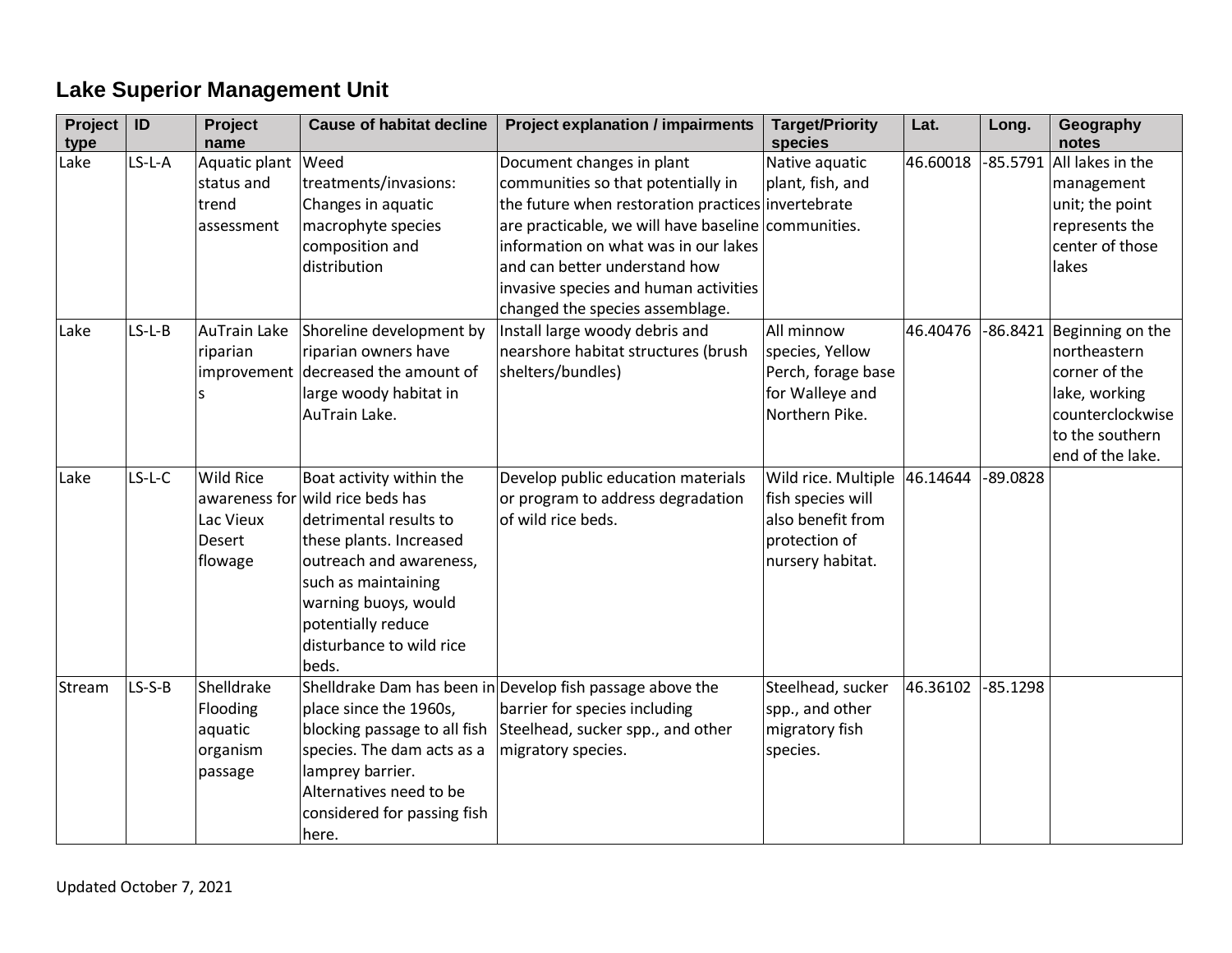## Lake Superior Management Unit

| Project type | ID | Project name | Cause of habitat decline | Project explanation / impairments | Target/Priority species | Lat. | Long. | Geography notes |
|---|---|---|---|---|---|---|---|---|
| Lake | LS-L-A | Aquatic plant status and trend assessment | Weed treatments/invasions: Changes in aquatic macrophyte species composition and distribution | Document changes in plant communities so that potentially in the future when restoration practices are practicable, we will have baseline information on what was in our lakes and can better understand how invasive species and human activities changed the species assemblage. | Native aquatic plant, fish, and invertebrate communities. | 46.60018 | -85.5791 | All lakes in the management unit; the point represents the center of those lakes |
| Lake | LS-L-B | AuTrain Lake riparian improvements | Shoreline development by riparian owners have decreased the amount of large woody habitat in AuTrain Lake. | Install large woody debris and nearshore habitat structures (brush shelters/bundles) | All minnow species, Yellow Perch, forage base for Walleye and Northern Pike. | 46.40476 | -86.8421 | Beginning on the northeastern corner of the lake, working counterclockwise to the southern end of the lake. |
| Lake | LS-L-C | Wild Rice awareness for Lac Vieux Desert flowage | Boat activity within the wild rice beds has detrimental results to these plants. Increased outreach and awareness, such as maintaining warning buoys, would potentially reduce disturbance to wild rice beds. | Develop public education materials or program to address degradation of wild rice beds. | Wild rice. Multiple fish species will also benefit from protection of nursery habitat. | 46.14644 | -89.0828 | |
| Stream | LS-S-B | Shelldrake Flooding aquatic organism passage | Shelldrake Dam has been in place since the 1960s, blocking passage to all fish species. The dam acts as a lamprey barrier. Alternatives need to be considered for passing fish here. | Develop fish passage above the barrier for species including Steelhead, sucker spp., and other migratory species. | Steelhead, sucker spp., and other migratory fish species. | 46.36102 | -85.1298 | |

Updated October 7, 2021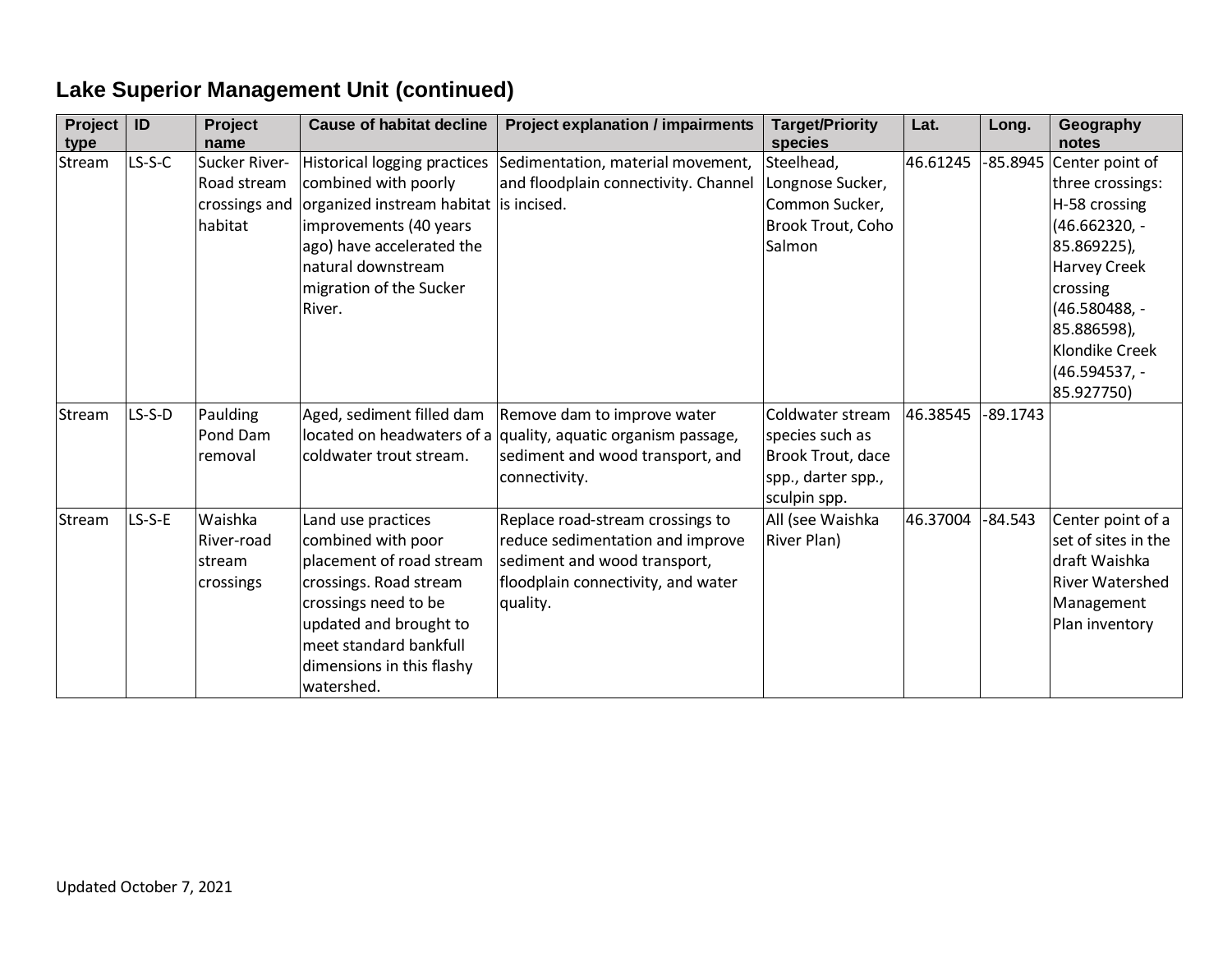## Lake Superior Management Unit (continued)

| Project type | ID | Project name | Cause of habitat decline | Project explanation / impairments | Target/Priority species | Lat. | Long. | Geography notes |
|---|---|---|---|---|---|---|---|---|
| Stream | LS-S-C | Sucker River-Road stream crossings and habitat | Historical logging practices combined with poorly organized instream habitat improvements (40 years ago) have accelerated the natural downstream migration of the Sucker River. | Sedimentation, material movement, and floodplain connectivity. Channel is incised. | Steelhead, Longnose Sucker, Common Sucker, Brook Trout, Coho Salmon | 46.61245 | -85.8945 | Center point of three crossings: H-58 crossing (46.662320, -85.869225), Harvey Creek crossing (46.580488, -85.886598), Klondike Creek (46.594537, -85.927750) |
| Stream | LS-S-D | Paulding Pond Dam removal | Aged, sediment filled dam located on headwaters of a coldwater trout stream. | Remove dam to improve water quality, aquatic organism passage, sediment and wood transport, and connectivity. | Coldwater stream species such as Brook Trout, dace spp., darter spp., sculpin spp. | 46.38545 | -89.1743 | |
| Stream | LS-S-E | Waishka River-road stream crossings | Land use practices combined with poor placement of road stream crossings. Road stream crossings need to be updated and brought to meet standard bankfull dimensions in this flashy watershed. | Replace road-stream crossings to reduce sedimentation and improve sediment and wood transport, floodplain connectivity, and water quality. | All (see Waishka River Plan) | 46.37004 | -84.543 | Center point of a set of sites in the draft Waishka River Watershed Management Plan inventory |

Updated October 7, 2021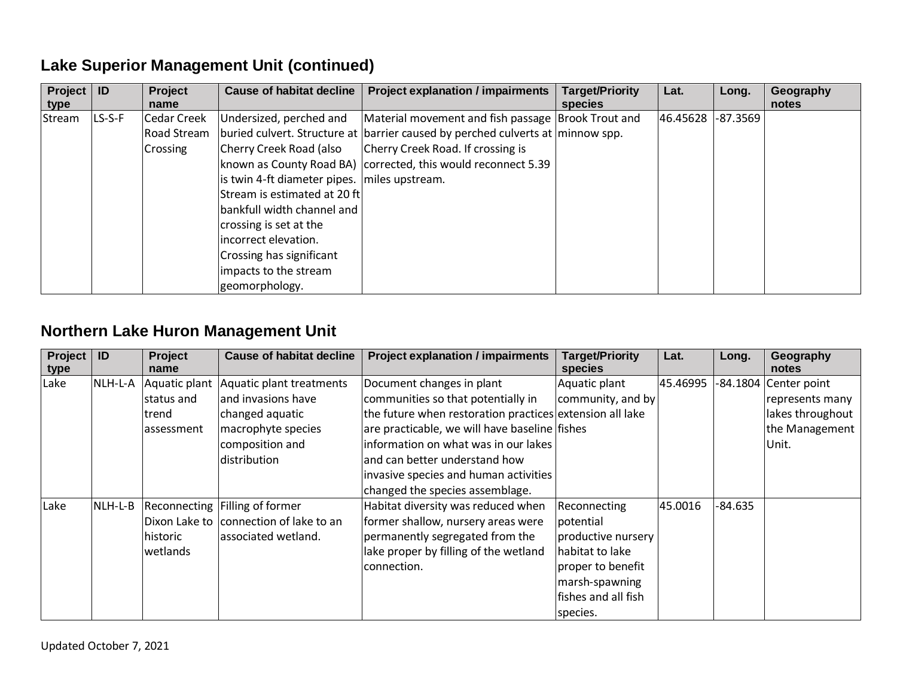## Lake Superior Management Unit (continued)

| Project type | ID | Project name | Cause of habitat decline | Project explanation / impairments | Target/Priority species | Lat. | Long. | Geography notes |
|---|---|---|---|---|---|---|---|---|
| Stream | LS-S-F | Cedar Creek Road Stream Crossing | Undersized, perched and buried culvert. Structure at Cherry Creek Road (also known as County Road BA) is twin 4-ft diameter pipes. Stream is estimated at 20 ft bankfull width channel and crossing is set at the incorrect elevation. Crossing has significant impacts to the stream geomorphology. | Material movement and fish passage barrier caused by perched culverts at Cherry Creek Road. If crossing is corrected, this would reconnect 5.39 miles upstream. | Brook Trout and minnow spp. | 46.45628 | -87.3569 | |

## Northern Lake Huron Management Unit

| Project type | ID | Project name | Cause of habitat decline | Project explanation / impairments | Target/Priority species | Lat. | Long. | Geography notes |
|---|---|---|---|---|---|---|---|---|
| Lake | NLH-L-A | Aquatic plant status and trend assessment | Aquatic plant treatments and invasions have changed aquatic macrophyte species composition and distribution | Document changes in plant communities so that potentially in the future when restoration practices are practicable, we will have baseline information on what was in our lakes and can better understand how invasive species and human activities changed the species assemblage. | Aquatic plant community, and by extension all lake fishes | 45.46995 | -84.1804 | Center point represents many lakes throughout the Management Unit. |
| Lake | NLH-L-B | Reconnecting Dixon Lake to historic wetlands | Filling of former connection of lake to an associated wetland. | Habitat diversity was reduced when former shallow, nursery areas were permanently segregated from the lake proper by filling of the wetland connection. | Reconnecting potential productive nursery habitat to lake proper to benefit marsh-spawning fishes and all fish species. | 45.0016 | -84.635 | |

Updated October 7, 2021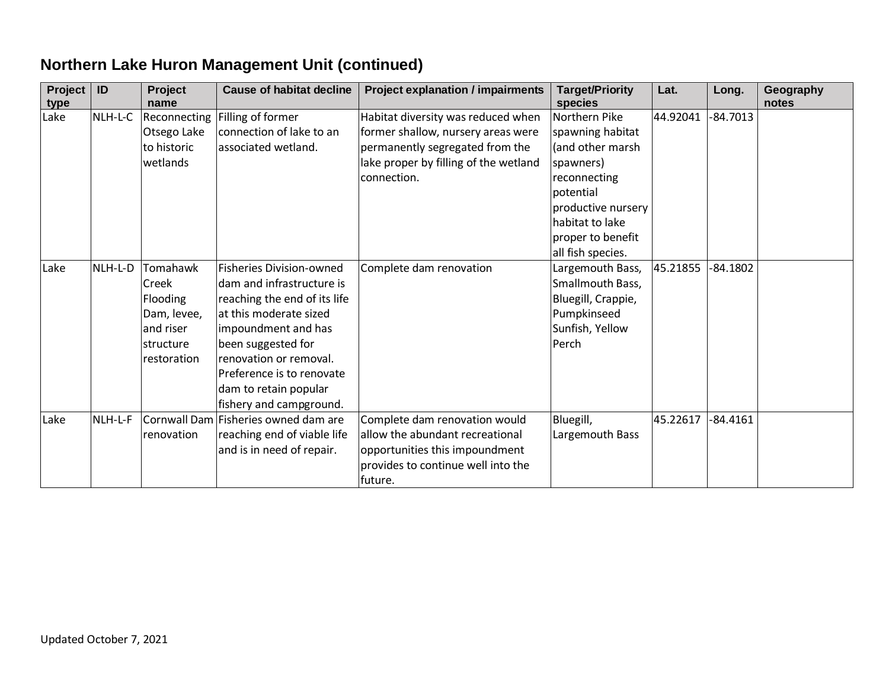## Northern Lake Huron Management Unit (continued)

| Project type | ID | Project name | Cause of habitat decline | Project explanation / impairments | Target/Priority species | Lat. | Long. | Geography notes |
|---|---|---|---|---|---|---|---|---|
| Lake | NLH-L-C | Reconnecting Otsego Lake to historic wetlands | Filling of former connection of lake to an associated wetland. | Habitat diversity was reduced when former shallow, nursery areas were permanently segregated from the lake proper by filling of the wetland connection. | Northern Pike spawning habitat (and other marsh spawners) reconnecting potential productive nursery habitat to lake proper to benefit all fish species. | 44.92041 | -84.7013 | |
| Lake | NLH-L-D | Tomahawk Creek Flooding Dam, levee, and riser structure restoration | Fisheries Division-owned dam and infrastructure is reaching the end of its life at this moderate sized impoundment and has been suggested for renovation or removal. Preference is to renovate dam to retain popular fishery and campground. | Complete dam renovation | Largemouth Bass, Smallmouth Bass, Bluegill, Crappie, Pumpkinseed Sunfish, Yellow Perch | 45.21855 | -84.1802 | |
| Lake | NLH-L-F | Cornwall Dam renovation | Fisheries owned dam are reaching end of viable life and is in need of repair. | Complete dam renovation would allow the abundant recreational opportunities this impoundment provides to continue well into the future. | Bluegill, Largemouth Bass | 45.22617 | -84.4161 | |

Updated October 7, 2021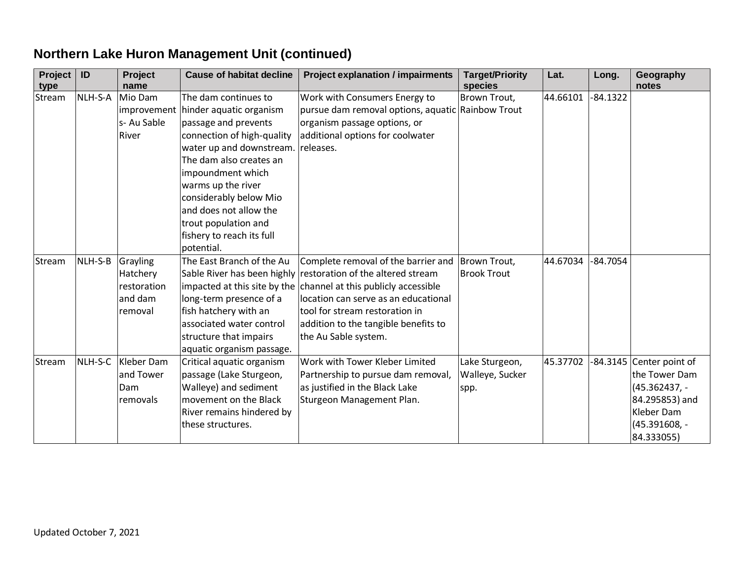## Northern Lake Huron Management Unit (continued)

| Project type | ID | Project name | Cause of habitat decline | Project explanation / impairments | Target/Priority species | Lat. | Long. | Geography notes |
|---|---|---|---|---|---|---|---|---|
| Stream | NLH-S-A | Mio Dam improvements- Au Sable River | The dam continues to hinder aquatic organism passage and prevents connection of high-quality water up and downstream. The dam also creates an impoundment which warms up the river considerably below Mio and does not allow the trout population and fishery to reach its full potential. | Work with Consumers Energy to pursue dam removal options, aquatic organism passage options, or additional options for coolwater releases. | Brown Trout, Rainbow Trout | 44.66101 | -84.1322 | |
| Stream | NLH-S-B | Grayling Hatchery restoration and dam removal | The East Branch of the Au Sable River has been highly impacted at this site by the long-term presence of a fish hatchery with an associated water control structure that impairs aquatic organism passage. | Complete removal of the barrier and restoration of the altered stream channel at this publicly accessible location can serve as an educational tool for stream restoration in addition to the tangible benefits to the Au Sable system. | Brown Trout, Brook Trout | 44.67034 | -84.7054 | |
| Stream | NLH-S-C | Kleber Dam and Tower Dam removals | Critical aquatic organism passage (Lake Sturgeon, Walleye) and sediment movement on the Black River remains hindered by these structures. | Work with Tower Kleber Limited Partnership to pursue dam removal, as justified in the Black Lake Sturgeon Management Plan. | Lake Sturgeon, Walleye, Sucker spp. | 45.37702 | -84.3145 | Center point of the Tower Dam (45.362437, -84.295853) and Kleber Dam (45.391608, -84.333055) |

Updated October 7, 2021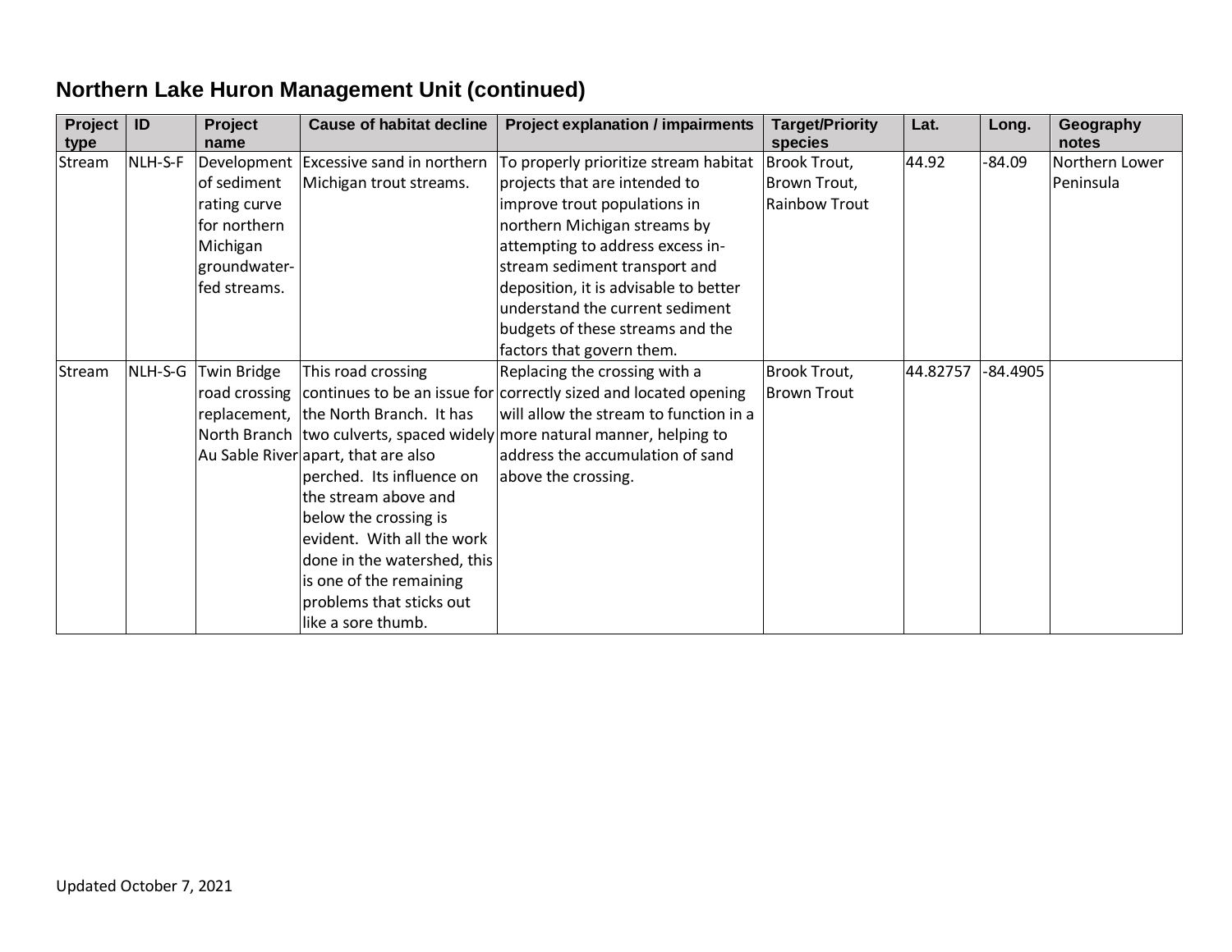## Northern Lake Huron Management Unit (continued)

| Project type | ID | Project name | Cause of habitat decline | Project explanation / impairments | Target/Priority species | Lat. | Long. | Geography notes |
|---|---|---|---|---|---|---|---|---|
| Stream | NLH-S-F | Development of sediment rating curve for northern Michigan groundwater-fed streams. | Excessive sand in northern Michigan trout streams. | To properly prioritize stream habitat projects that are intended to improve trout populations in northern Michigan streams by attempting to address excess in-stream sediment transport and deposition, it is advisable to better understand the current sediment budgets of these streams and the factors that govern them. | Brook Trout, Brown Trout, Rainbow Trout | 44.92 | -84.09 | Northern Lower Peninsula |
| Stream | NLH-S-G | Twin Bridge road crossing replacement, North Branch Au Sable River | This road crossing continues to be an issue for the North Branch. It has two culverts, spaced widely apart, that are also perched. Its influence on the stream above and below the crossing is evident. With all the work done in the watershed, this is one of the remaining problems that sticks out like a sore thumb. | Replacing the crossing with a correctly sized and located opening will allow the stream to function in a more natural manner, helping to address the accumulation of sand above the crossing. | Brook Trout, Brown Trout | 44.82757 | -84.4905 | |

Updated October 7, 2021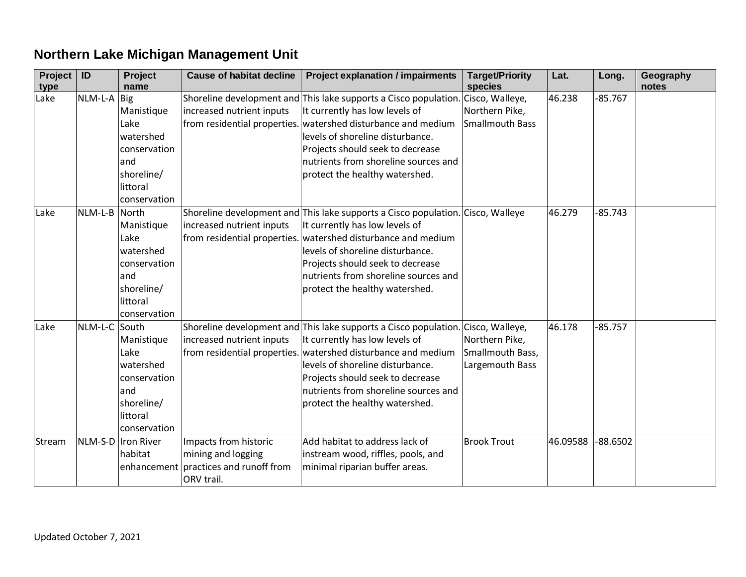## Northern Lake Michigan Management Unit

| Project type | ID | Project name | Cause of habitat decline | Project explanation / impairments | Target/Priority species | Lat. | Long. | Geography notes |
|---|---|---|---|---|---|---|---|---|
| Lake | NLM-L-A | Big Manistique Lake watershed conservation and shoreline/ littoral conservation | Shoreline development and increased nutrient inputs from residential properties. | This lake supports a Cisco population. It currently has low levels of watershed disturbance and medium levels of shoreline disturbance. Projects should seek to decrease nutrients from shoreline sources and protect the healthy watershed. | Cisco, Walleye, Northern Pike, Smallmouth Bass | 46.238 | -85.767 | |
| Lake | NLM-L-B | North Manistique Lake watershed conservation and shoreline/ littoral conservation | Shoreline development and increased nutrient inputs from residential properties. | This lake supports a Cisco population. It currently has low levels of watershed disturbance and medium levels of shoreline disturbance. Projects should seek to decrease nutrients from shoreline sources and protect the healthy watershed. | Cisco, Walleye | 46.279 | -85.743 | |
| Lake | NLM-L-C | South Manistique Lake watershed conservation and shoreline/ littoral conservation | Shoreline development and increased nutrient inputs from residential properties. | This lake supports a Cisco population. It currently has low levels of watershed disturbance and medium levels of shoreline disturbance. Projects should seek to decrease nutrients from shoreline sources and protect the healthy watershed. | Cisco, Walleye, Northern Pike, Smallmouth Bass, Largemouth Bass | 46.178 | -85.757 | |
| Stream | NLM-S-D | Iron River habitat enhancement | Impacts from historic mining and logging practices and runoff from ORV trail. | Add habitat to address lack of instream wood, riffles, pools, and minimal riparian buffer areas. | Brook Trout | 46.09588 | -88.6502 | |

Updated October 7, 2021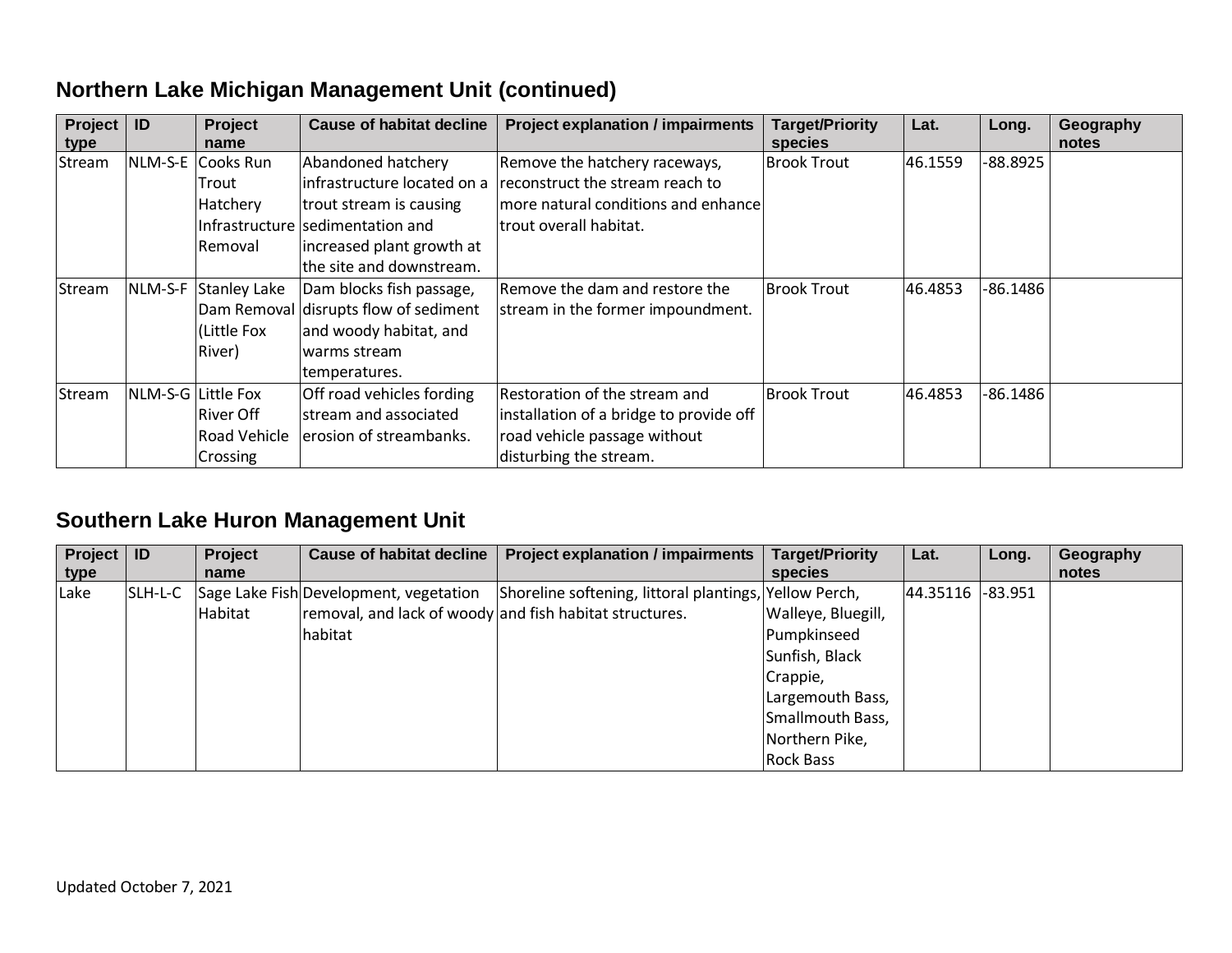## Northern Lake Michigan Management Unit (continued)

| Project type | ID | Project name | Cause of habitat decline | Project explanation / impairments | Target/Priority species | Lat. | Long. | Geography notes |
|---|---|---|---|---|---|---|---|---|
| Stream | NLM-S-E | Cooks Run Trout Hatchery Infrastructure Removal | Abandoned hatchery infrastructure located on a trout stream is causing sedimentation and increased plant growth at the site and downstream. | Remove the hatchery raceways, reconstruct the stream reach to more natural conditions and enhance trout overall habitat. | Brook Trout | 46.1559 | -88.8925 | |
| Stream | NLM-S-F | Stanley Lake Dam Removal (Little Fox River) | Dam blocks fish passage, disrupts flow of sediment and woody habitat, and warms stream temperatures. | Remove the dam and restore the stream in the former impoundment. | Brook Trout | 46.4853 | -86.1486 | |
| Stream | NLM-S-G | Little Fox River Off Road Vehicle Crossing | Off road vehicles fording stream and associated erosion of streambanks. | Restoration of the stream and installation of a bridge to provide off road vehicle passage without disturbing the stream. | Brook Trout | 46.4853 | -86.1486 | |

## Southern Lake Huron Management Unit

| Project type | ID | Project name | Cause of habitat decline | Project explanation / impairments | Target/Priority species | Lat. | Long. | Geography notes |
|---|---|---|---|---|---|---|---|---|
| Lake | SLH-L-C | Sage Lake Fish Habitat | Development, vegetation removal, and lack of woody habitat | Shoreline softening, littoral plantings, and fish habitat structures. | Yellow Perch, Walleye, Bluegill, Pumpkinseed Sunfish, Black Crappie, Largemouth Bass, Smallmouth Bass, Northern Pike, Rock Bass | 44.35116 | -83.951 | |

Updated October 7, 2021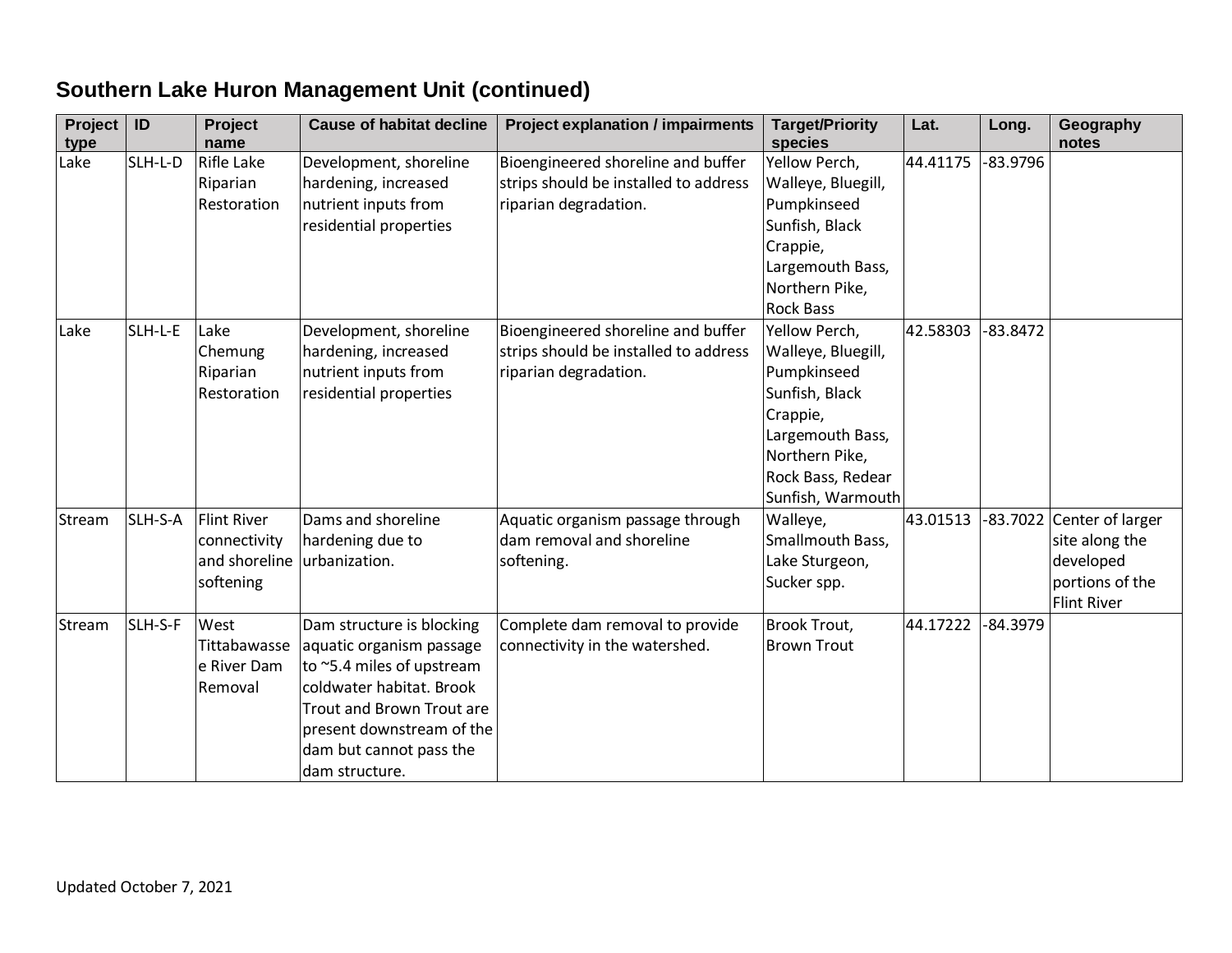## Southern Lake Huron Management Unit (continued)

| Project type | ID | Project name | Cause of habitat decline | Project explanation / impairments | Target/Priority species | Lat. | Long. | Geography notes |
|---|---|---|---|---|---|---|---|---|
| Lake | SLH-L-D | Rifle Lake Riparian Restoration | Development, shoreline hardening, increased nutrient inputs from residential properties | Bioengineered shoreline and buffer strips should be installed to address riparian degradation. | Yellow Perch, Walleye, Bluegill, Pumpkinseed Sunfish, Black Crappie, Largemouth Bass, Northern Pike, Rock Bass | 44.41175 | -83.9796 | |
| Lake | SLH-L-E | Lake Chemung Riparian Restoration | Development, shoreline hardening, increased nutrient inputs from residential properties | Bioengineered shoreline and buffer strips should be installed to address riparian degradation. | Yellow Perch, Walleye, Bluegill, Pumpkinseed Sunfish, Black Crappie, Largemouth Bass, Northern Pike, Rock Bass, Redear Sunfish, Warmouth | 42.58303 | -83.8472 | |
| Stream | SLH-S-A | Flint River connectivity and shoreline softening | Dams and shoreline hardening due to urbanization. | Aquatic organism passage through dam removal and shoreline softening. | Walleye, Smallmouth Bass, Lake Sturgeon, Sucker spp. | 43.01513 | -83.7022 | Center of larger site along the developed portions of the Flint River |
| Stream | SLH-S-F | West Tittabawassee River Dam Removal | Dam structure is blocking aquatic organism passage to ~5.4 miles of upstream coldwater habitat. Brook Trout and Brown Trout are present downstream of the dam but cannot pass the dam structure. | Complete dam removal to provide connectivity in the watershed. | Brook Trout, Brown Trout | 44.17222 | -84.3979 | |

Updated October 7, 2021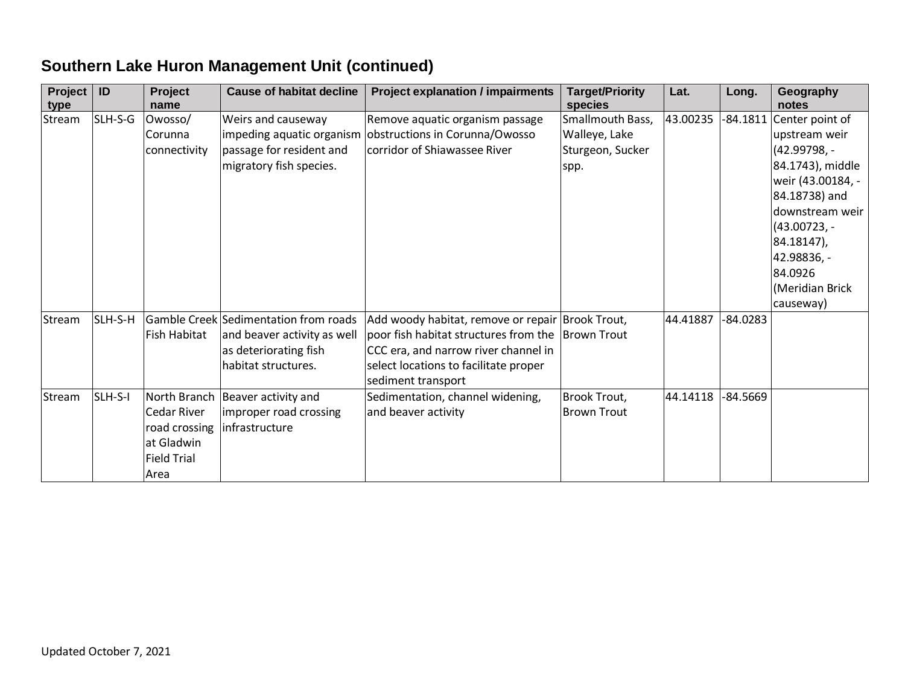## Southern Lake Huron Management Unit (continued)

| Project type | ID | Project name | Cause of habitat decline | Project explanation / impairments | Target/Priority species | Lat. | Long. | Geography notes |
|---|---|---|---|---|---|---|---|---|
| Stream | SLH-S-G | Owosso/ Corunna connectivity | Weirs and causeway impeding aquatic organism passage for resident and migratory fish species. | Remove aquatic organism passage obstructions in Corunna/Owosso corridor of Shiawassee River | Smallmouth Bass, Walleye, Lake Sturgeon, Sucker spp. | 43.00235 | -84.1811 | Center point of upstream weir (42.99798, -84.1743), middle weir (43.00184, -84.18738) and downstream weir (43.00723, -84.18147), 42.98836, -84.0926 (Meridian Brick causeway) |
| Stream | SLH-S-H | Gamble Creek Fish Habitat | Sedimentation from roads and beaver activity as well as deteriorating fish habitat structures. | Add woody habitat, remove or repair poor fish habitat structures from the CCC era, and narrow river channel in select locations to facilitate proper sediment transport | Brook Trout, Brown Trout | 44.41887 | -84.0283 | |
| Stream | SLH-S-I | North Branch Cedar River road crossing at Gladwin Field Trial Area | Beaver activity and improper road crossing infrastructure | Sedimentation, channel widening, and beaver activity | Brook Trout, Brown Trout | 44.14118 | -84.5669 | |

Updated October 7, 2021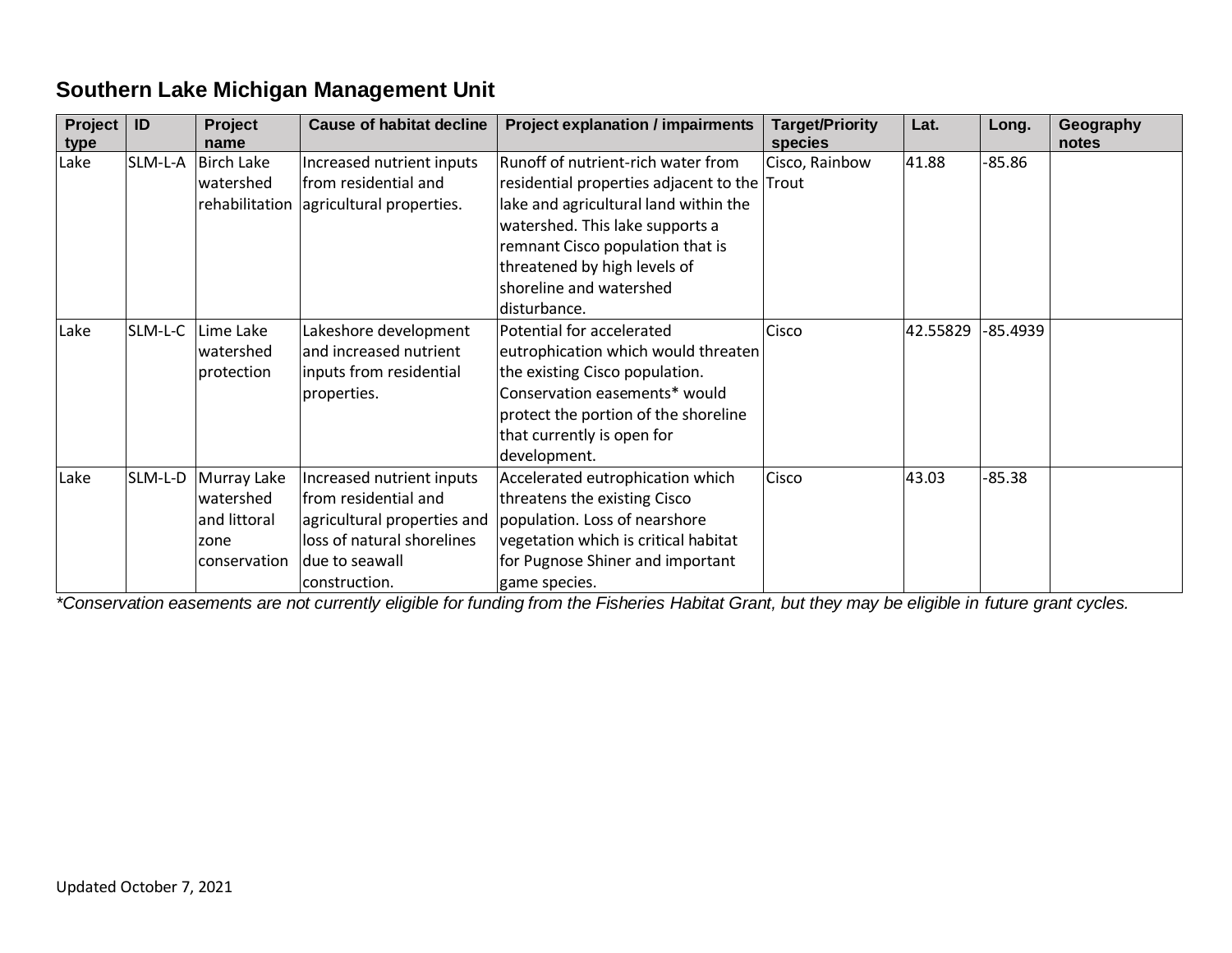## Southern Lake Michigan Management Unit

| Project type | ID | Project name | Cause of habitat decline | Project explanation / impairments | Target/Priority species | Lat. | Long. | Geography notes |
|---|---|---|---|---|---|---|---|---|
| Lake | SLM-L-A | Birch Lake watershed rehabilitation | Increased nutrient inputs from residential and agricultural properties. | Runoff of nutrient-rich water from residential properties adjacent to the lake and agricultural land within the watershed. This lake supports a remnant Cisco population that is threatened by high levels of shoreline and watershed disturbance. | Cisco, Rainbow Trout | 41.88 | -85.86 | |
| Lake | SLM-L-C | Lime Lake watershed protection | Lakeshore development and increased nutrient inputs from residential properties. | Potential for accelerated eutrophication which would threaten the existing Cisco population. Conservation easements* would protect the portion of the shoreline that currently is open for development. | Cisco | 42.55829 | -85.4939 | |
| Lake | SLM-L-D | Murray Lake watershed and littoral zone conservation | Increased nutrient inputs from residential and agricultural properties and loss of natural shorelines due to seawall construction. | Accelerated eutrophication which threatens the existing Cisco population. Loss of nearshore vegetation which is critical habitat for Pugnose Shiner and important game species. | Cisco | 43.03 | -85.38 | |

*\*Conservation easements are not currently eligible for funding from the Fisheries Habitat Grant, but they may be eligible in future grant cycles.*

Updated October 7, 2021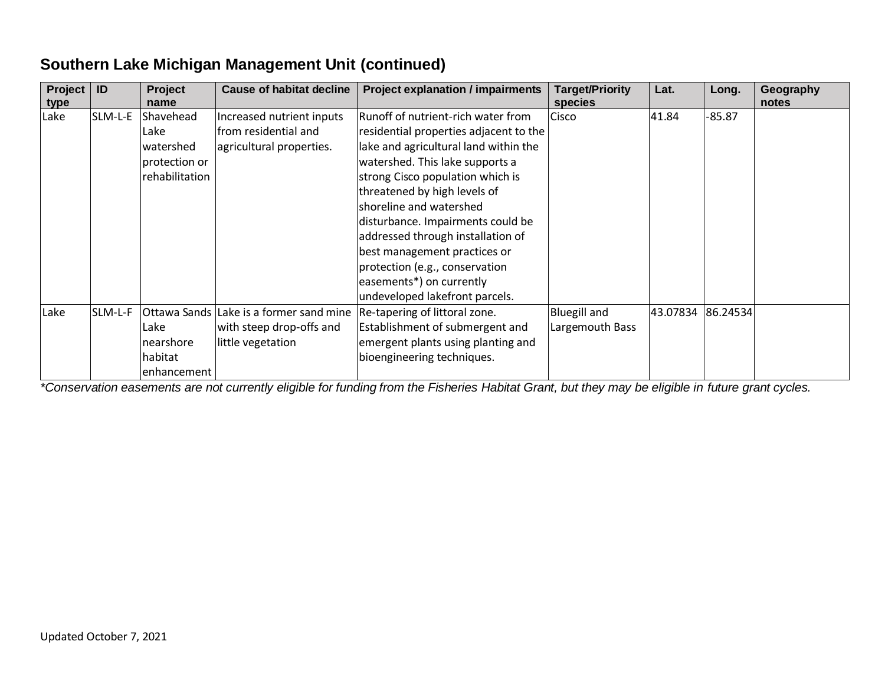## Southern Lake Michigan Management Unit (continued)

| Project type | ID | Project name | Cause of habitat decline | Project explanation / impairments | Target/Priority species | Lat. | Long. | Geography notes |
|---|---|---|---|---|---|---|---|---|
| Lake | SLM-L-E | Shavehead Lake watershed protection or rehabilitation | Increased nutrient inputs from residential and agricultural properties. | Runoff of nutrient-rich water from residential properties adjacent to the lake and agricultural land within the watershed. This lake supports a strong Cisco population which is threatened by high levels of shoreline and watershed disturbance. Impairments could be addressed through installation of best management practices or protection (e.g., conservation easements*) on currently undeveloped lakefront parcels. | Cisco | 41.84 | -85.87 | |
| Lake | SLM-L-F | Ottawa Sands Lake nearshore habitat enhancement | Lake is a former sand mine with steep drop-offs and little vegetation | Re-tapering of littoral zone. Establishment of submergent and emergent plants using planting and bioengineering techniques. | Bluegill and Largemouth Bass | 43.07834 | 86.24534 | |

*Conservation easements are not currently eligible for funding from the Fisheries Habitat Grant, but they may be eligible in future grant cycles.*

Updated October 7, 2021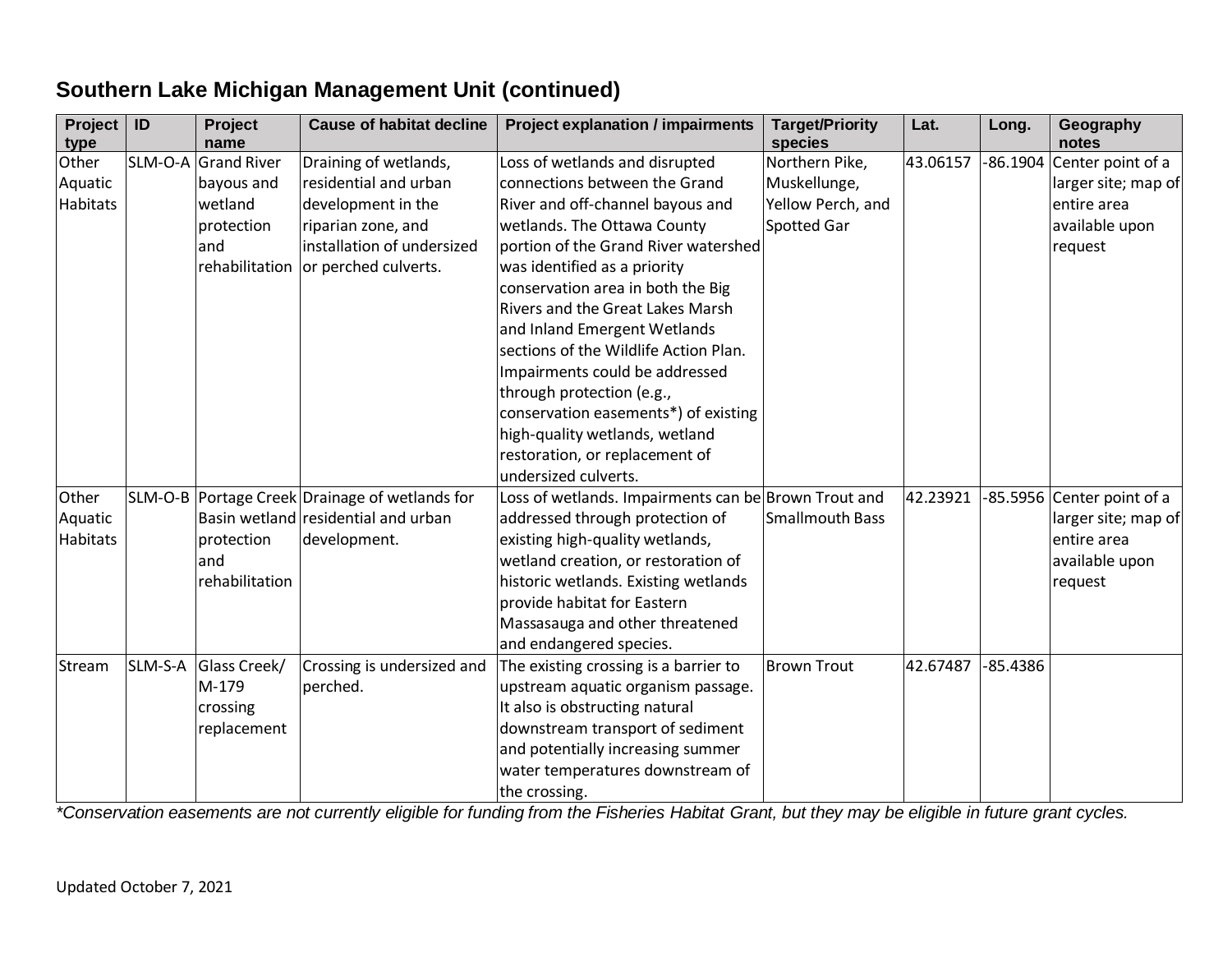## Southern Lake Michigan Management Unit (continued)

| Project type | ID | Project name | Cause of habitat decline | Project explanation / impairments | Target/Priority species | Lat. | Long. | Geography notes |
|---|---|---|---|---|---|---|---|---|
| Other Aquatic Habitats | SLM-O-A | Grand River bayous and wetland protection and rehabilitation | Draining of wetlands, residential and urban development in the riparian zone, and installation of undersized or perched culverts. | Loss of wetlands and disrupted connections between the Grand River and off-channel bayous and wetlands. The Ottawa County portion of the Grand River watershed was identified as a priority conservation area in both the Big Rivers and the Great Lakes Marsh and Inland Emergent Wetlands sections of the Wildlife Action Plan. Impairments could be addressed through protection (e.g., conservation easements*) of existing high-quality wetlands, wetland restoration, or replacement of undersized culverts. | Northern Pike, Muskellunge, Yellow Perch, and Spotted Gar | 43.06157 | -86.1904 | Center point of a larger site; map of entire area available upon request |
| Other Aquatic Habitats | SLM-O-B | Portage Creek Basin wetland protection and rehabilitation | Drainage of wetlands for residential and urban development. | Loss of wetlands. Impairments can be addressed through protection of existing high-quality wetlands, wetland creation, or restoration of historic wetlands. Existing wetlands provide habitat for Eastern Massasauga and other threatened and endangered species. | Brown Trout and Smallmouth Bass | 42.23921 | -85.5956 | Center point of a larger site; map of entire area available upon request |
| Stream | SLM-S-A | Glass Creek/ M-179 crossing replacement | Crossing is undersized and perched. | The existing crossing is a barrier to upstream aquatic organism passage. It also is obstructing natural downstream transport of sediment and potentially increasing summer water temperatures downstream of the crossing. | Brown Trout | 42.67487 | -85.4386 | |

*\*Conservation easements are not currently eligible for funding from the Fisheries Habitat Grant, but they may be eligible in future grant cycles.*

Updated October 7, 2021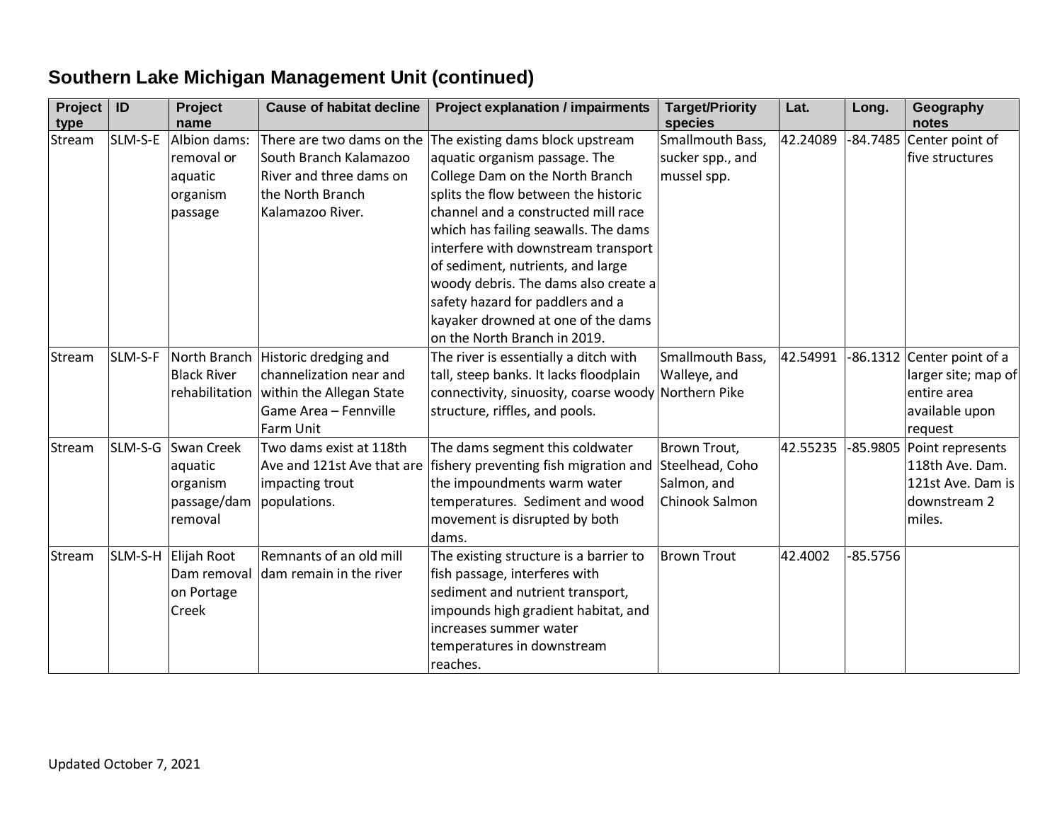## Southern Lake Michigan Management Unit (continued)

| Project type | ID | Project name | Cause of habitat decline | Project explanation / impairments | Target/Priority species | Lat. | Long. | Geography notes |
|---|---|---|---|---|---|---|---|---|
| Stream | SLM-S-E | Albion dams: removal or aquatic organism passage | There are two dams on the South Branch Kalamazoo River and three dams on the North Branch Kalamazoo River. | The existing dams block upstream aquatic organism passage. The College Dam on the North Branch splits the flow between the historic channel and a constructed mill race which has failing seawalls. The dams interfere with downstream transport of sediment, nutrients, and large woody debris. The dams also create a safety hazard for paddlers and a kayaker drowned at one of the dams on the North Branch in 2019. | Smallmouth Bass, sucker spp., and mussel spp. | 42.24089 | -84.7485 | Center point of five structures |
| Stream | SLM-S-F | North Branch Black River rehabilitation | Historic dredging and channelization near and within the Allegan State Game Area – Fennville Farm Unit | The river is essentially a ditch with tall, steep banks. It lacks floodplain connectivity, sinuosity, coarse woody structure, riffles, and pools. | Smallmouth Bass, Walleye, and Northern Pike | 42.54991 | -86.1312 | Center point of a larger site; map of entire area available upon request |
| Stream | SLM-S-G | Swan Creek aquatic organism passage/dam removal | Two dams exist at 118th Ave and 121st Ave that are impacting trout populations. | The dams segment this coldwater fishery preventing fish migration and the impoundments warm water temperatures. Sediment and wood movement is disrupted by both dams. | Brown Trout, Steelhead, Coho Salmon, and Chinook Salmon | 42.55235 | -85.9805 | Point represents 118th Ave. Dam. 121st Ave. Dam is downstream 2 miles. |
| Stream | SLM-S-H | Elijah Root Dam removal on Portage Creek | Remnants of an old mill dam remain in the river | The existing structure is a barrier to fish passage, interferes with sediment and nutrient transport, impounds high gradient habitat, and increases summer water temperatures in downstream reaches. | Brown Trout | 42.4002 | -85.5756 | |

Updated October 7, 2021